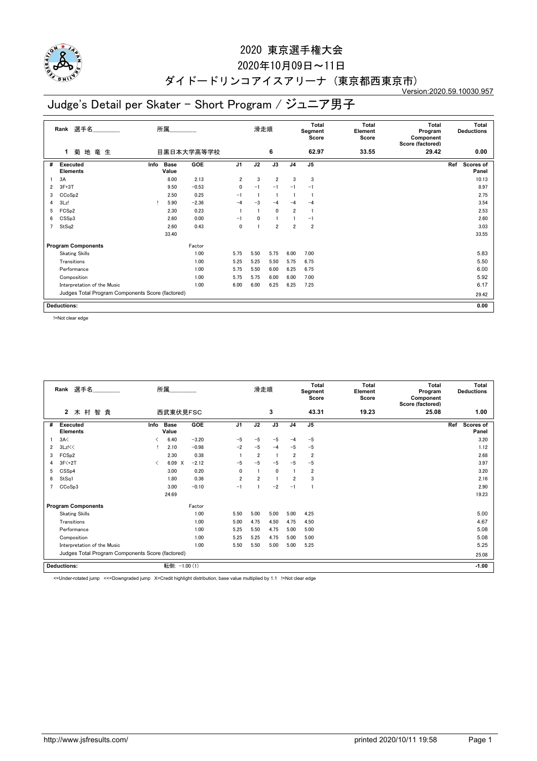# 2020 東京選手権大会

## 2020年10月09日～11日

## ダイドードリンコアイスアリーナ（東京都西東京市）

Version:2020.59.10030.957

# Judge's Detail per Skater - Short Program / ジュニア男子

| Rank | 選手名 | 所属 | 滑走順 | Total Segment Score | Total Element Score | Total Program Component Score (factored) | Total Deductions |
|---|---|---|---|---|---|---|---|
| 1 | 菊 地 竜 生 | 目黒日本大学高等学校 | 6 | 62.97 | 33.55 | 29.42 | 0.00 |

| # | Executed Elements | Info | Base Value | GOE | J1 | J2 | J3 | J4 | J5 | Ref | Scores of Panel |
|---|---|---|---|---|---|---|---|---|---|---|---|
| 1 | 3A | | 8.00 | 2.13 | 2 | 3 | 2 | 3 | 3 | | 10.13 |
| 2 | 3F+3T | | 9.50 | −0.53 | 0 | −1 | −1 | −1 | −1 | | 8.97 |
| 3 | CCoSp2 | | 2.50 | 0.25 | −1 | 1 | 1 | 1 | 1 | | 2.75 |
| 4 | 3Lz! | ! | 5.90 | −2.36 | −4 | −3 | −4 | −4 | −4 | | 3.54 |
| 5 | FCSp2 | | 2.30 | 0.23 | 1 | 1 | 0 | 2 | 1 | | 2.53 |
| 6 | CSSp3 | | 2.60 | 0.00 | −1 | 0 | 1 | 1 | −1 | | 2.60 |
| 7 | StSq2 | | 2.60 | 0.43 | 0 | 1 | 2 | 2 | 2 | | 3.03 |
| | | | 33.40 | | | | | | | | 33.55 |

| Program Components | Factor | J1 | J2 | J3 | J4 | J5 | Scores of Panel |
|---|---|---|---|---|---|---|---|
| Skating Skills | 1.00 | 5.75 | 5.50 | 5.75 | 6.00 | 7.00 | 5.83 |
| Transitions | 1.00 | 5.25 | 5.25 | 5.50 | 5.75 | 6.75 | 5.50 |
| Performance | 1.00 | 5.75 | 5.50 | 6.00 | 6.25 | 6.75 | 6.00 |
| Composition | 1.00 | 5.75 | 5.75 | 6.00 | 6.00 | 7.00 | 5.92 |
| Interpretation of the Music | 1.00 | 6.00 | 6.00 | 6.25 | 6.25 | 7.25 | 6.17 |
| Judges Total Program Components Score (factored) | | | | | | | 29.42 |

**Deductions:** 0.00

!=Not clear edge

| Rank | 選手名 | 所属 | 滑走順 | Total Segment Score | Total Element Score | Total Program Component Score (factored) | Total Deductions |
|---|---|---|---|---|---|---|---|
| 2 | 木 村 智 貴 | 西武東伏見FSC | 3 | 43.31 | 19.23 | 25.08 | 1.00 |

| # | Executed Elements | Info | Base Value | GOE | J1 | J2 | J3 | J4 | J5 | Ref | Scores of Panel |
|---|---|---|---|---|---|---|---|---|---|---|---|
| 1 | 3A< | < | 6.40 | −3.20 | −5 | −5 | −5 | −4 | −5 | | 3.20 |
| 2 | 3Lz!<< | ! | 2.10 | −0.98 | −2 | −5 | −4 | −5 | −5 | | 1.12 |
| 3 | FCSp2 | | 2.30 | 0.38 | 1 | 2 | 1 | 2 | 2 | | 2.68 |
| 4 | 3F<+2T | < | 6.09 X | −2.12 | −5 | −5 | −5 | −5 | −5 | | 3.97 |
| 5 | CSSp4 | | 3.00 | 0.20 | 0 | 1 | 0 | 1 | 2 | | 3.20 |
| 6 | StSq1 | | 1.80 | 0.36 | 2 | 2 | 1 | 2 | 3 | | 2.16 |
| 7 | CCoSp3 | | 3.00 | −0.10 | −1 | 1 | −2 | −1 | 1 | | 2.90 |
| | | | 24.69 | | | | | | | | 19.23 |

| Program Components | Factor | J1 | J2 | J3 | J4 | J5 | Scores of Panel |
|---|---|---|---|---|---|---|---|
| Skating Skills | 1.00 | 5.50 | 5.00 | 5.00 | 5.00 | 4.25 | 5.00 |
| Transitions | 1.00 | 5.00 | 4.75 | 4.50 | 4.75 | 4.50 | 4.67 |
| Performance | 1.00 | 5.25 | 5.50 | 4.75 | 5.00 | 5.00 | 5.08 |
| Composition | 1.00 | 5.25 | 5.25 | 4.75 | 5.00 | 5.00 | 5.08 |
| Interpretation of the Music | 1.00 | 5.50 | 5.50 | 5.00 | 5.00 | 5.25 | 5.25 |
| Judges Total Program Components Score (factored) | | | | | | | 25.08 |

**Deductions:** 転倒: −1.00 (1) −1.00

<=Under-rotated jump <<=Downgraded jump X=Credit highlight distribution, base value multiplied by 1.1 !=Not clear edge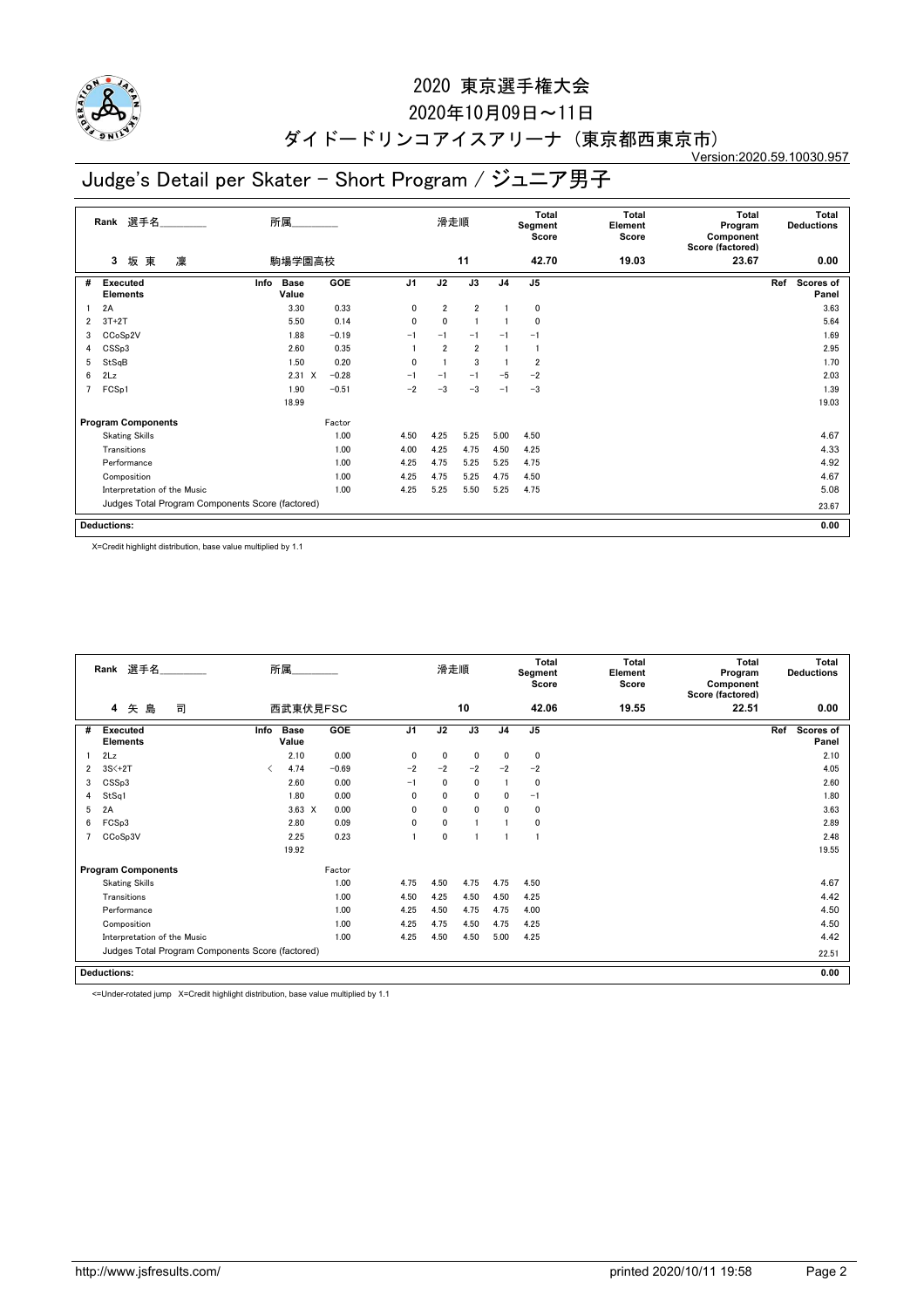# 2020 東京選手権大会

2020年10月09日～11日

ダイドードリンコアイスアリーナ（東京都西東京市）

Version:2020.59.10030.957

## Judge's Detail per Skater - Short Program / ジュニア男子

| Rank | 選手名 | 所属 | 滑走順 | Total Segment Score | Total Element Score | Total Program Component Score (factored) | Total Deductions |
|---|---|---|---|---|---|---|---|
| 3 | 坂 東 凜 | 駒場学園高校 | 11 | 42.70 | 19.03 | 23.67 | 0.00 |

| # | Executed Elements | Info | Base Value | GOE | J1 | J2 | J3 | J4 | J5 | Ref | Scores of Panel |
|---|---|---|---|---|---|---|---|---|---|---|---|
| 1 | 2A | | 3.30 | 0.33 | 0 | 2 | 2 | 1 | 0 | | 3.63 |
| 2 | 3T+2T | | 5.50 | 0.14 | 0 | 0 | 1 | 1 | 0 | | 5.64 |
| 3 | CCoSp2V | | 1.88 | −0.19 | −1 | −1 | −1 | −1 | −1 | | 1.69 |
| 4 | CSSp3 | | 2.60 | 0.35 | 1 | 2 | 2 | 1 | 1 | | 2.95 |
| 5 | StSqB | | 1.50 | 0.20 | 0 | 1 | 3 | 1 | 2 | | 1.70 |
| 6 | 2Lz | | 2.31 X | −0.28 | −1 | −1 | −1 | −5 | −2 | | 2.03 |
| 7 | FCSp1 | | 1.90 | −0.51 | −2 | −3 | −3 | −1 | −3 | | 1.39 |
| | | | 18.99 | | | | | | | | 19.03 |

| Program Components | Factor | J1 | J2 | J3 | J4 | J5 | Scores of Panel |
|---|---|---|---|---|---|---|---|
| Skating Skills | 1.00 | 4.50 | 4.25 | 5.25 | 5.00 | 4.50 | 4.67 |
| Transitions | 1.00 | 4.00 | 4.25 | 4.75 | 4.50 | 4.25 | 4.33 |
| Performance | 1.00 | 4.25 | 4.75 | 5.25 | 5.25 | 4.75 | 4.92 |
| Composition | 1.00 | 4.25 | 4.75 | 5.25 | 4.75 | 4.50 | 4.67 |
| Interpretation of the Music | 1.00 | 4.25 | 5.25 | 5.50 | 5.25 | 4.75 | 5.08 |
| Judges Total Program Components Score (factored) | | | | | | | 23.67 |

**Deductions:** 0.00

X=Credit highlight distribution, base value multiplied by 1.1

| Rank | 選手名 | 所属 | 滑走順 | Total Segment Score | Total Element Score | Total Program Component Score (factored) | Total Deductions |
|---|---|---|---|---|---|---|---|
| 4 | 矢 島 司 | 西武東伏見FSC | 10 | 42.06 | 19.55 | 22.51 | 0.00 |

| # | Executed Elements | Info | Base Value | GOE | J1 | J2 | J3 | J4 | J5 | Ref | Scores of Panel |
|---|---|---|---|---|---|---|---|---|---|---|---|
| 1 | 2Lz | | 2.10 | 0.00 | 0 | 0 | 0 | 0 | 0 | | 2.10 |
| 2 | 3S<+2T | < | 4.74 | −0.69 | −2 | −2 | −2 | −2 | −2 | | 4.05 |
| 3 | CSSp3 | | 2.60 | 0.00 | −1 | 0 | 0 | 1 | 0 | | 2.60 |
| 4 | StSq1 | | 1.80 | 0.00 | 0 | 0 | 0 | 0 | −1 | | 1.80 |
| 5 | 2A | | 3.63 X | 0.00 | 0 | 0 | 0 | 0 | 0 | | 3.63 |
| 6 | FCSp3 | | 2.80 | 0.09 | 0 | 0 | 1 | 1 | 0 | | 2.89 |
| 7 | CCoSp3V | | 2.25 | 0.23 | 1 | 0 | 1 | 1 | 1 | | 2.48 |
| | | | 19.92 | | | | | | | | 19.55 |

| Program Components | Factor | J1 | J2 | J3 | J4 | J5 | Scores of Panel |
|---|---|---|---|---|---|---|---|
| Skating Skills | 1.00 | 4.75 | 4.50 | 4.75 | 4.75 | 4.50 | 4.67 |
| Transitions | 1.00 | 4.50 | 4.25 | 4.50 | 4.50 | 4.25 | 4.42 |
| Performance | 1.00 | 4.25 | 4.50 | 4.75 | 4.75 | 4.00 | 4.50 |
| Composition | 1.00 | 4.25 | 4.75 | 4.50 | 4.75 | 4.25 | 4.50 |
| Interpretation of the Music | 1.00 | 4.25 | 4.50 | 4.50 | 5.00 | 4.25 | 4.42 |
| Judges Total Program Components Score (factored) | | | | | | | 22.51 |

**Deductions:** 0.00

<=Under-rotated jump X=Credit highlight distribution, base value multiplied by 1.1

http://www.jsfresults.com/ printed 2020/10/11 19:58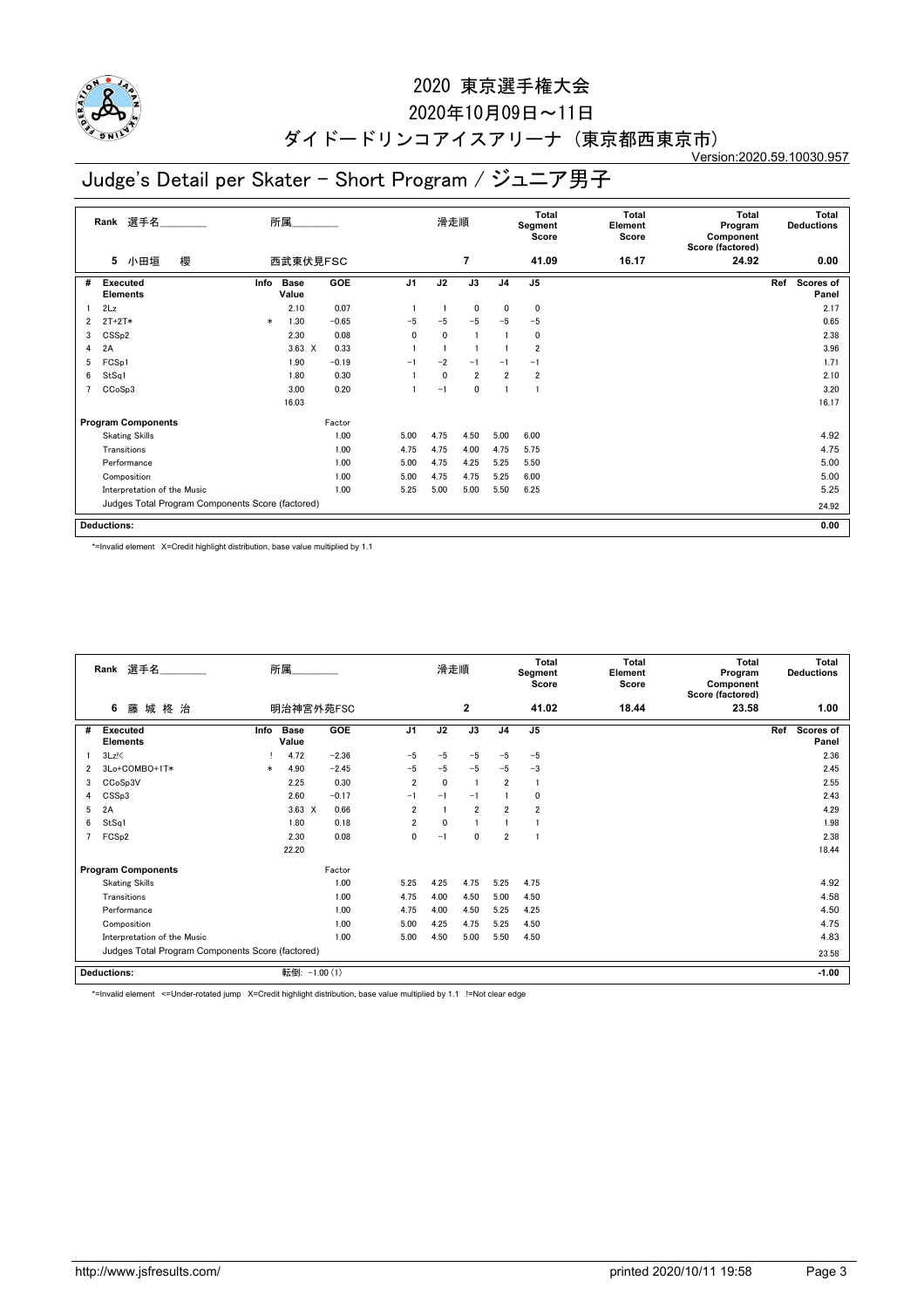# 2020 東京選手権大会

2020年10月09日～11日

ダイドードリンコアイスアリーナ（東京都西東京市）

Version:2020.59.10030.957

## Judge's Detail per Skater - Short Program / ジュニア男子

| Rank | 選手名 | 所属 | 滑走順 | Total Segment Score | Total Element Score | Total Program Component Score (factored) | Total Deductions |
|---|---|---|---|---|---|---|---|
| 5 | 小田垣　櫻 | 西武東伏見FSC | 7 | 41.09 | 16.17 | 24.92 | 0.00 |

| # | Executed Elements | Info | Base Value | GOE | J1 | J2 | J3 | J4 | J5 | Ref | Scores of Panel |
|---|---|---|---|---|---|---|---|---|---|---|---|
| 1 | 2Lz | | 2.10 | 0.07 | 1 | 1 | 0 | 0 | 0 | | 2.17 |
| 2 | 2T+2T* | * | 1.30 | −0.65 | −5 | −5 | −5 | −5 | −5 | | 0.65 |
| 3 | CSSp2 | | 2.30 | 0.08 | 0 | 0 | 1 | 1 | 0 | | 2.38 |
| 4 | 2A | | 3.63 X | 0.33 | 1 | 1 | 1 | 1 | 2 | | 3.96 |
| 5 | FCSp1 | | 1.90 | −0.19 | −1 | −2 | −1 | −1 | −1 | | 1.71 |
| 6 | StSq1 | | 1.80 | 0.30 | 1 | 0 | 2 | 2 | 2 | | 2.10 |
| 7 | CCoSp3 | | 3.00 | 0.20 | 1 | −1 | 0 | 1 | 1 | | 3.20 |
| | | | 16.03 | | | | | | | | 16.17 |

| Program Components | Factor | J1 | J2 | J3 | J4 | J5 | Scores of Panel |
|---|---|---|---|---|---|---|---|
| Skating Skills | 1.00 | 5.00 | 4.75 | 4.50 | 5.00 | 6.00 | 4.92 |
| Transitions | 1.00 | 4.75 | 4.75 | 4.00 | 4.75 | 5.75 | 4.75 |
| Performance | 1.00 | 5.00 | 4.75 | 4.25 | 5.25 | 5.50 | 5.00 |
| Composition | 1.00 | 5.00 | 4.75 | 4.75 | 5.25 | 6.00 | 5.00 |
| Interpretation of the Music | 1.00 | 5.25 | 5.00 | 5.00 | 5.50 | 6.25 | 5.25 |
| Judges Total Program Components Score (factored) | | | | | | | 24.92 |

**Deductions:** 0.00

*=Invalid element X=Credit highlight distribution, base value multiplied by 1.1

| Rank | 選手名 | 所属 | 滑走順 | Total Segment Score | Total Element Score | Total Program Component Score (factored) | Total Deductions |
|---|---|---|---|---|---|---|---|
| 6 | 藤 城 柊 治 | 明治神宮外苑FSC | 2 | 41.02 | 18.44 | 23.58 | 1.00 |

| # | Executed Elements | Info | Base Value | GOE | J1 | J2 | J3 | J4 | J5 | Ref | Scores of Panel |
|---|---|---|---|---|---|---|---|---|---|---|---|
| 1 | 3Lz!< | ! | 4.72 | −2.36 | −5 | −5 | −5 | −5 | −5 | | 2.36 |
| 2 | 3Lo+COMBO+1T* | * | 4.90 | −2.45 | −5 | −5 | −5 | −5 | −3 | | 2.45 |
| 3 | CCoSp3V | | 2.25 | 0.30 | 2 | 0 | 1 | 2 | 1 | | 2.55 |
| 4 | CSSp3 | | 2.60 | −0.17 | −1 | −1 | −1 | 1 | 0 | | 2.43 |
| 5 | 2A | | 3.63 X | 0.66 | 2 | 1 | 2 | 2 | 2 | | 4.29 |
| 6 | StSq1 | | 1.80 | 0.18 | 2 | 0 | 1 | 1 | 1 | | 1.98 |
| 7 | FCSp2 | | 2.30 | 0.08 | 0 | −1 | 0 | 2 | 1 | | 2.38 |
| | | | 22.20 | | | | | | | | 18.44 |

| Program Components | Factor | J1 | J2 | J3 | J4 | J5 | Scores of Panel |
|---|---|---|---|---|---|---|---|
| Skating Skills | 1.00 | 5.25 | 4.25 | 4.75 | 5.25 | 4.75 | 4.92 |
| Transitions | 1.00 | 4.75 | 4.00 | 4.50 | 5.00 | 4.50 | 4.58 |
| Performance | 1.00 | 4.75 | 4.00 | 4.50 | 5.25 | 4.25 | 4.50 |
| Composition | 1.00 | 5.00 | 4.25 | 4.75 | 5.25 | 4.50 | 4.75 |
| Interpretation of the Music | 1.00 | 5.00 | 4.50 | 5.00 | 5.50 | 4.50 | 4.83 |
| Judges Total Program Components Score (factored) | | | | | | | 23.58 |

**Deductions:** 転倒: −1.00 (1) −1.00

*=Invalid element <=Under-rotated jump X=Credit highlight distribution, base value multiplied by 1.1 !=Not clear edge

http://www.jsfresults.com/ printed 2020/10/11 19:58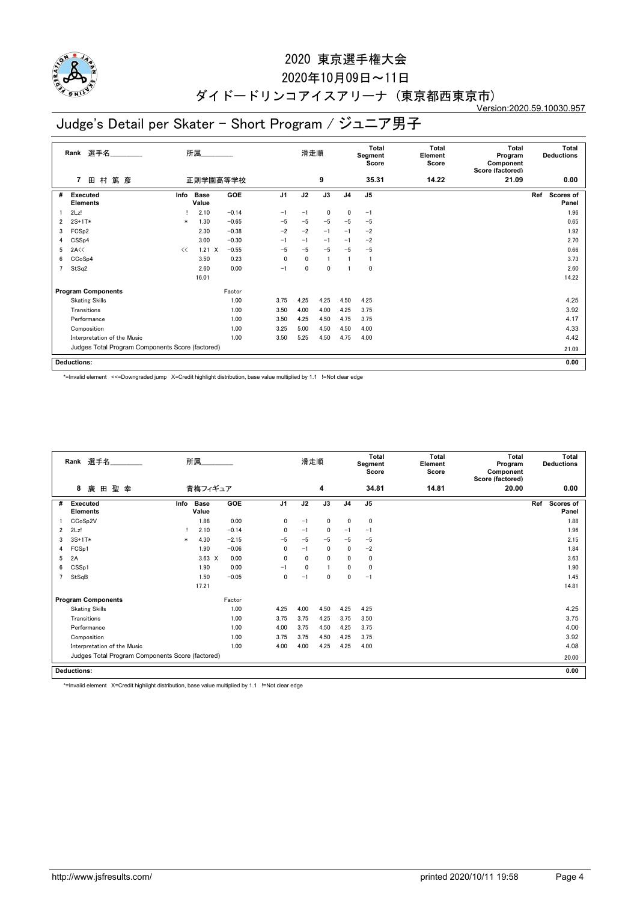# 2020 東京選手権大会

2020年10月09日～11日

ダイドードリンコアイスアリーナ（東京都西東京市）

Version:2020.59.10030.957

## Judge's Detail per Skater - Short Program / ジュニア男子

| Rank | 選手名 | 所属 | 滑走順 | Total Segment Score | Total Element Score | Total Program Component Score (factored) | Total Deductions |
|---|---|---|---|---|---|---|---|
| 7 | 田村篤彦 | 正則学園高等学校 | 9 | 35.31 | 14.22 | 21.09 | 0.00 |

| # | Executed Elements | Info | Base Value | | GOE | J1 | J2 | J3 | J4 | J5 | Ref | Scores of Panel |
|---|---|---|---|---|---|---|---|---|---|---|---|---|
| 1 | 2Lz! | ! | 2.10 | | -0.14 | -1 | -1 | 0 | 0 | -1 | | 1.96 |
| 2 | 2S+1T* | * | 1.30 | | -0.65 | -5 | -5 | -5 | -5 | -5 | | 0.65 |
| 3 | FCSp2 | | 2.30 | | -0.38 | -2 | -2 | -1 | -1 | -2 | | 1.92 |
| 4 | CSSp4 | | 3.00 | | -0.30 | -1 | -1 | -1 | -1 | -2 | | 2.70 |
| 5 | 2A<< | << | 1.21 | X | -0.55 | -5 | -5 | -5 | -5 | -5 | | 0.66 |
| 6 | CCoSp4 | | 3.50 | | 0.23 | 0 | 0 | 1 | 1 | 1 | | 3.73 |
| 7 | StSq2 | | 2.60 | | 0.00 | -1 | 0 | 0 | 1 | 0 | | 2.60 |
| | | | 16.01 | | | | | | | | | 14.22 |

| Program Components | Factor | J1 | J2 | J3 | J4 | J5 | Scores of Panel |
|---|---|---|---|---|---|---|---|
| Skating Skills | 1.00 | 3.75 | 4.25 | 4.25 | 4.50 | 4.25 | 4.25 |
| Transitions | 1.00 | 3.50 | 4.00 | 4.00 | 4.25 | 3.75 | 3.92 |
| Performance | 1.00 | 3.50 | 4.25 | 4.50 | 4.75 | 3.75 | 4.17 |
| Composition | 1.00 | 3.25 | 5.00 | 4.50 | 4.50 | 4.00 | 4.33 |
| Interpretation of the Music | 1.00 | 3.50 | 5.25 | 4.50 | 4.75 | 4.00 | 4.42 |
| Judges Total Program Components Score (factored) | | | | | | | 21.09 |

| Deductions: | 0.00 |
|---|---|

*=Invalid element <<=Downgraded jump X=Credit highlight distribution, base value multiplied by 1.1 !=Not clear edge

| Rank | 選手名 | 所属 | 滑走順 | Total Segment Score | Total Element Score | Total Program Component Score (factored) | Total Deductions |
|---|---|---|---|---|---|---|---|
| 8 | 廣田聖幸 | 青梅フィギュア | 4 | 34.81 | 14.81 | 20.00 | 0.00 |

| # | Executed Elements | Info | Base Value | | GOE | J1 | J2 | J3 | J4 | J5 | Ref | Scores of Panel |
|---|---|---|---|---|---|---|---|---|---|---|---|---|
| 1 | CCoSp2V | | 1.88 | | 0.00 | 0 | -1 | 0 | 0 | 0 | | 1.88 |
| 2 | 2Lz! | ! | 2.10 | | -0.14 | 0 | -1 | 0 | -1 | -1 | | 1.96 |
| 3 | 3S+1T* | * | 4.30 | | -2.15 | -5 | -5 | -5 | -5 | -5 | | 2.15 |
| 4 | FCSp1 | | 1.90 | | -0.06 | 0 | -1 | 0 | 0 | -2 | | 1.84 |
| 5 | 2A | | 3.63 | X | 0.00 | 0 | 0 | 0 | 0 | 0 | | 3.63 |
| 6 | CSSp1 | | 1.90 | | 0.00 | -1 | 0 | 1 | 0 | 0 | | 1.90 |
| 7 | StSqB | | 1.50 | | -0.05 | 0 | -1 | 0 | 0 | -1 | | 1.45 |
| | | | 17.21 | | | | | | | | | 14.81 |

| Program Components | Factor | J1 | J2 | J3 | J4 | J5 | Scores of Panel |
|---|---|---|---|---|---|---|---|
| Skating Skills | 1.00 | 4.25 | 4.00 | 4.50 | 4.25 | 4.25 | 4.25 |
| Transitions | 1.00 | 3.75 | 3.75 | 4.25 | 3.75 | 3.50 | 3.75 |
| Performance | 1.00 | 4.00 | 3.75 | 4.50 | 4.25 | 3.75 | 4.00 |
| Composition | 1.00 | 3.75 | 3.75 | 4.50 | 4.25 | 3.75 | 3.92 |
| Interpretation of the Music | 1.00 | 4.00 | 4.00 | 4.25 | 4.25 | 4.00 | 4.08 |
| Judges Total Program Components Score (factored) | | | | | | | 20.00 |

| Deductions: | 0.00 |
|---|---|

*=Invalid element X=Credit highlight distribution, base value multiplied by 1.1 !=Not clear edge

http://www.jsfresults.com/ printed 2020/10/11 19:58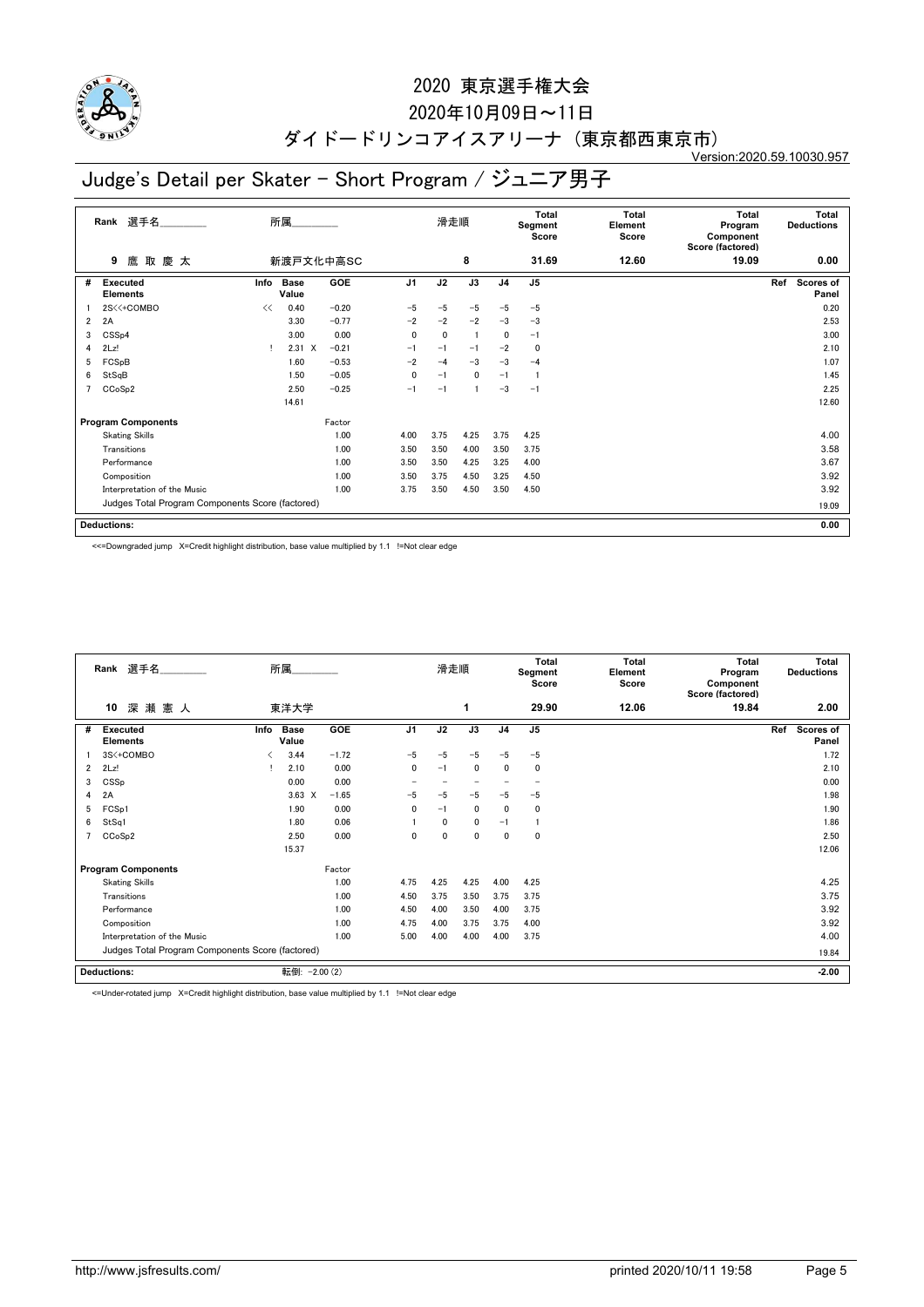# 2020 東京選手権大会

2020年10月09日～11日

ダイドードリンコアイスアリーナ（東京都西東京市）

Version:2020.59.10030.957

## Judge's Detail per Skater - Short Program / ジュニア男子

| Rank | 選手名 | 所属 | 滑走順 | Total Segment Score | Total Element Score | Total Program Component Score (factored) | Total Deductions |
|---|---|---|---|---|---|---|---|
| 9 | 鷹 取 慶 太 | 新渡戸文化中高SC | 8 | 31.69 | 12.60 | 19.09 | 0.00 |

| # | Executed Elements | Info | Base Value | | GOE | J1 | J2 | J3 | J4 | J5 | Ref | Scores of Panel |
|---|---|---|---|---|---|---|---|---|---|---|---|---|
| 1 | 2S<<+COMBO | << | 0.40 | | -0.20 | -5 | -5 | -5 | -5 | -5 | | 0.20 |
| 2 | 2A | | 3.30 | | -0.77 | -2 | -2 | -2 | -3 | -3 | | 2.53 |
| 3 | CSSp4 | | 3.00 | | 0.00 | 0 | 0 | 1 | 0 | -1 | | 3.00 |
| 4 | 2Lz! | ! | 2.31 | X | -0.21 | -1 | -1 | -1 | -2 | 0 | | 2.10 |
| 5 | FCSpB | | 1.60 | | -0.53 | -2 | -4 | -3 | -3 | -4 | | 1.07 |
| 6 | StSqB | | 1.50 | | -0.05 | 0 | -1 | 0 | -1 | 1 | | 1.45 |
| 7 | CCoSp2 | | 2.50 | | -0.25 | -1 | -1 | 1 | -3 | -1 | | 2.25 |
| | | | 14.61 | | | | | | | | | 12.60 |

| Program Components | Factor | J1 | J2 | J3 | J4 | J5 | Scores of Panel |
|---|---|---|---|---|---|---|---|
| Skating Skills | 1.00 | 4.00 | 3.75 | 4.25 | 3.75 | 4.25 | 4.00 |
| Transitions | 1.00 | 3.50 | 3.50 | 4.00 | 3.50 | 3.75 | 3.58 |
| Performance | 1.00 | 3.50 | 3.50 | 4.25 | 3.25 | 4.00 | 3.67 |
| Composition | 1.00 | 3.50 | 3.75 | 4.50 | 3.25 | 4.50 | 3.92 |
| Interpretation of the Music | 1.00 | 3.75 | 3.50 | 4.50 | 3.50 | 4.50 | 3.92 |
| Judges Total Program Components Score (factored) | | | | | | | 19.09 |

| Deductions: | 0.00 |
|---|---|

<<=Downgraded jump X=Credit highlight distribution, base value multiplied by 1.1 !=Not clear edge

| Rank | 選手名 | 所属 | 滑走順 | Total Segment Score | Total Element Score | Total Program Component Score (factored) | Total Deductions |
|---|---|---|---|---|---|---|---|
| 10 | 深 瀬 憲 人 | 東洋大学 | 1 | 29.90 | 12.06 | 19.84 | 2.00 |

| # | Executed Elements | Info | Base Value | | GOE | J1 | J2 | J3 | J4 | J5 | Ref | Scores of Panel |
|---|---|---|---|---|---|---|---|---|---|---|---|---|
| 1 | 3S<+COMBO | < | 3.44 | | -1.72 | -5 | -5 | -5 | -5 | -5 | | 1.72 |
| 2 | 2Lz! | ! | 2.10 | | 0.00 | 0 | -1 | 0 | 0 | 0 | | 2.10 |
| 3 | CSSp | | 0.00 | | 0.00 | - | - | - | - | - | | 0.00 |
| 4 | 2A | | 3.63 | X | -1.65 | -5 | -5 | -5 | -5 | -5 | | 1.98 |
| 5 | FCSp1 | | 1.90 | | 0.00 | 0 | -1 | 0 | 0 | 0 | | 1.90 |
| 6 | StSq1 | | 1.80 | | 0.06 | 1 | 0 | 0 | -1 | 1 | | 1.86 |
| 7 | CCoSp2 | | 2.50 | | 0.00 | 0 | 0 | 0 | 0 | 0 | | 2.50 |
| | | | 15.37 | | | | | | | | | 12.06 |

| Program Components | Factor | J1 | J2 | J3 | J4 | J5 | Scores of Panel |
|---|---|---|---|---|---|---|---|
| Skating Skills | 1.00 | 4.75 | 4.25 | 4.25 | 4.00 | 4.25 | 4.25 |
| Transitions | 1.00 | 4.50 | 3.75 | 3.50 | 3.75 | 3.75 | 3.75 |
| Performance | 1.00 | 4.50 | 4.00 | 3.50 | 4.00 | 3.75 | 3.92 |
| Composition | 1.00 | 4.75 | 4.00 | 3.75 | 3.75 | 4.00 | 3.92 |
| Interpretation of the Music | 1.00 | 5.00 | 4.00 | 4.00 | 4.00 | 3.75 | 4.00 |
| Judges Total Program Components Score (factored) | | | | | | | 19.84 |

| Deductions: | 転倒: -2.00 (2) | -2.00 |
|---|---|---|

<=Under-rotated jump X=Credit highlight distribution, base value multiplied by 1.1 !=Not clear edge

http://www.jsfresults.com/ printed 2020/10/11 19:58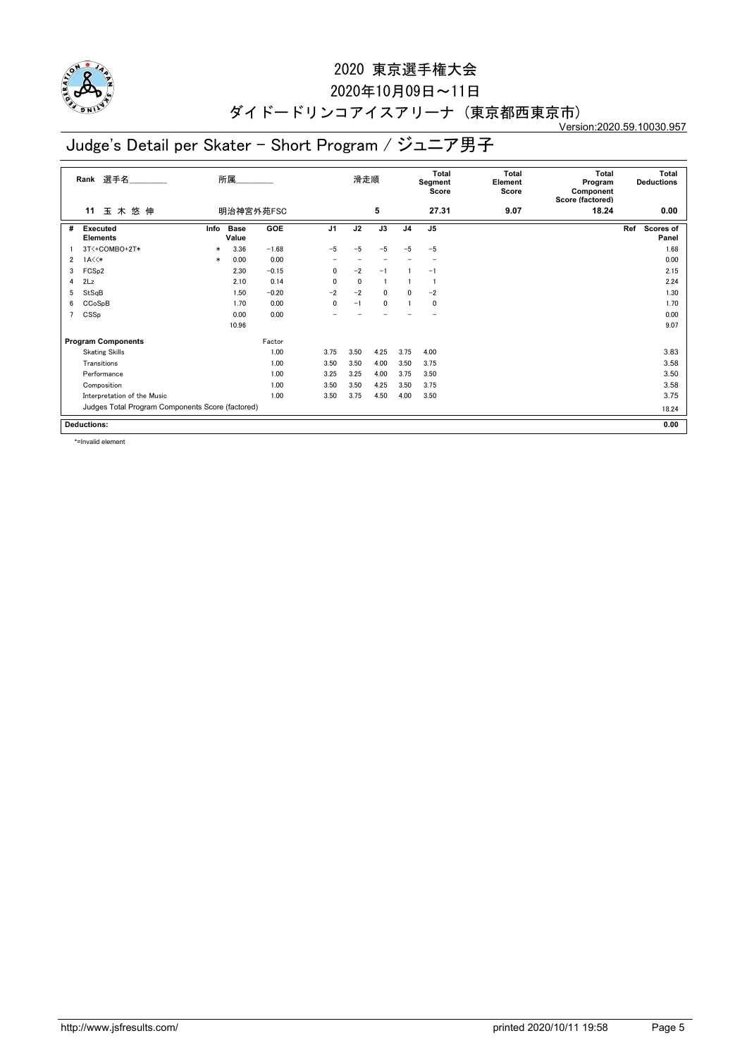# 2020 東京選手権大会

2020年10月09日～11日

ダイドードリンコアイスアリーナ（東京都西東京市）

Version:2020.59.10030.957

## Judge's Detail per Skater - Short Program / ジュニア男子

| Rank | 選手名 | 所属 | 滑走順 | Total Segment Score | Total Element Score | Total Program Component Score (factored) | Total Deductions |
|---|---|---|---|---|---|---|---|
| 11 | 玉 木 悠 伸 | 明治神宮外苑FSC | 5 | 27.31 | 9.07 | 18.24 | 0.00 |

| # | Executed Elements | Info | Base Value | GOE | J1 | J2 | J3 | J4 | J5 | Ref | Scores of Panel |
|---|---|---|---|---|---|---|---|---|---|---|---|
| 1 | 3T<+COMBO+2T* | * | 3.36 | -1.68 | -5 | -5 | -5 | -5 | -5 | | 1.68 |
| 2 | 1A<<* | * | 0.00 | 0.00 | - | - | - | - | - | | 0.00 |
| 3 | FCSp2 | | 2.30 | -0.15 | 0 | -2 | -1 | 1 | -1 | | 2.15 |
| 4 | 2Lz | | 2.10 | 0.14 | 0 | 0 | 1 | 1 | 1 | | 2.24 |
| 5 | StSqB | | 1.50 | -0.20 | -2 | -2 | 0 | 0 | -2 | | 1.30 |
| 6 | CCoSpB | | 1.70 | 0.00 | 0 | -1 | 0 | 1 | 0 | | 1.70 |
| 7 | CSSp | | 0.00 | 0.00 | - | - | - | - | - | | 0.00 |
| | | | 10.96 | | | | | | | | 9.07 |

| Program Components | Factor | J1 | J2 | J3 | J4 | J5 | Scores of Panel |
|---|---|---|---|---|---|---|---|
| Skating Skills | 1.00 | 3.75 | 3.50 | 4.25 | 3.75 | 4.00 | 3.83 |
| Transitions | 1.00 | 3.50 | 3.50 | 4.00 | 3.50 | 3.75 | 3.58 |
| Performance | 1.00 | 3.25 | 3.25 | 4.00 | 3.75 | 3.50 | 3.50 |
| Composition | 1.00 | 3.50 | 3.50 | 4.25 | 3.50 | 3.75 | 3.58 |
| Interpretation of the Music | 1.00 | 3.50 | 3.75 | 4.50 | 4.00 | 3.50 | 3.75 |
| Judges Total Program Components Score (factored) | | | | | | | 18.24 |

| Deductions: | 0.00 |
|---|---|

*=Invalid element

http://www.jsfresults.com/ printed 2020/10/11 19:58